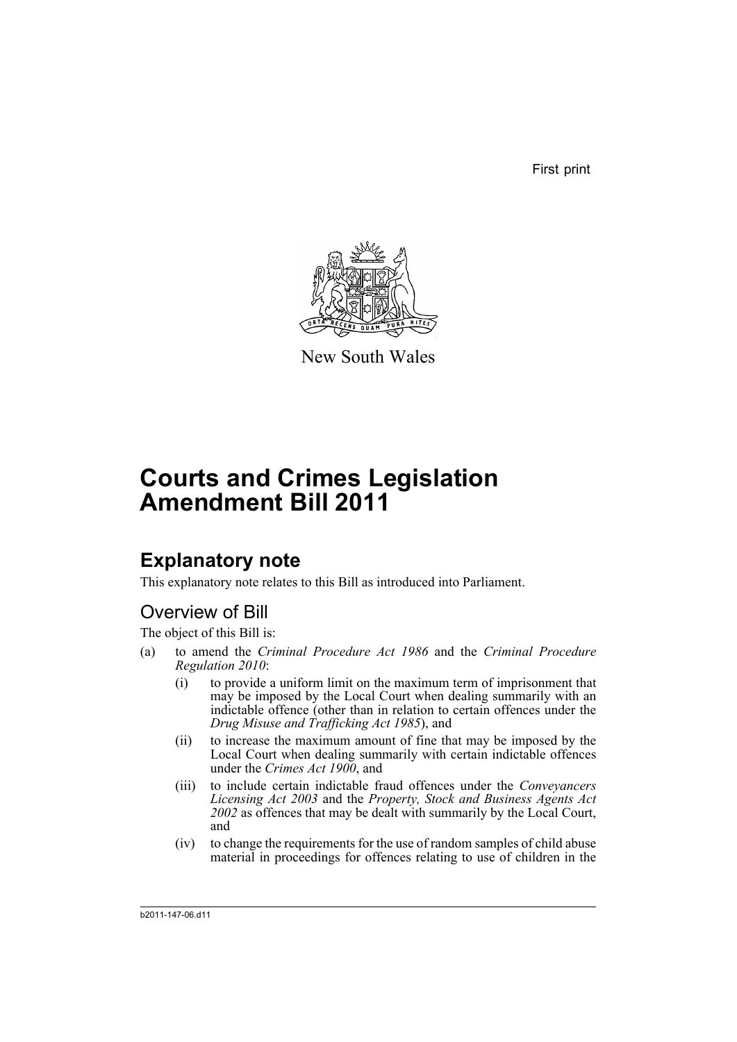First print

New South Wales

# Courts and Crimes Legislation Amendment Bill 2011

## Explanatory note

This explanatory note relates to this Bill as introduced into Parliament.

### Overview of Bill

The object of this Bill is:

(a) to amend the *Criminal Procedure Act 1986* and the *Criminal Procedure Regulation 2010*:

   (i) to provide a uniform limit on the maximum term of imprisonment that may be imposed by the Local Court when dealing summarily with an indictable offence (other than in relation to certain offences under the *Drug Misuse and Trafficking Act 1985*), and

   (ii) to increase the maximum amount of fine that may be imposed by the Local Court when dealing summarily with certain indictable offences under the *Crimes Act 1900*, and

   (iii) to include certain indictable fraud offences under the *Conveyancers Licensing Act 2003* and the *Property, Stock and Business Agents Act 2002* as offences that may be dealt with summarily by the Local Court, and

   (iv) to change the requirements for the use of random samples of child abuse material in proceedings for offences relating to use of children in the

b2011-147-06.d11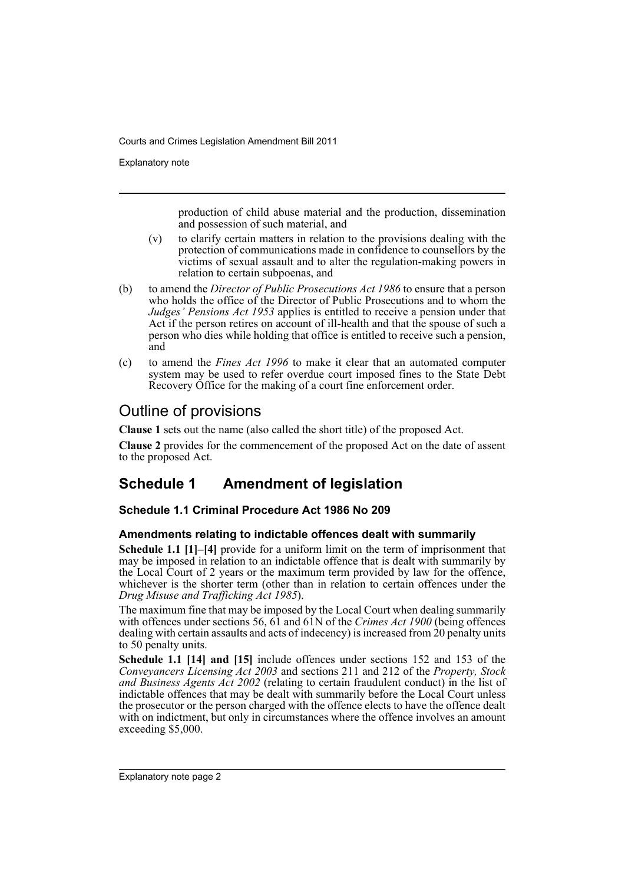production of child abuse material and the production, dissemination and possession of such material, and

(v) to clarify certain matters in relation to the provisions dealing with the protection of communications made in confidence to counsellors by the victims of sexual assault and to alter the regulation-making powers in relation to certain subpoenas, and

(b) to amend the *Director of Public Prosecutions Act 1986* to ensure that a person who holds the office of the Director of Public Prosecutions and to whom the *Judges' Pensions Act 1953* applies is entitled to receive a pension under that Act if the person retires on account of ill-health and that the spouse of such a person who dies while holding that office is entitled to receive such a pension, and

(c) to amend the *Fines Act 1996* to make it clear that an automated computer system may be used to refer overdue court imposed fines to the State Debt Recovery Office for the making of a court fine enforcement order.

# Outline of provisions

**Clause 1** sets out the name (also called the short title) of the proposed Act.

**Clause 2** provides for the commencement of the proposed Act on the date of assent to the proposed Act.

## Schedule 1 Amendment of legislation

### Schedule 1.1 Criminal Procedure Act 1986 No 209

#### Amendments relating to indictable offences dealt with summarily

**Schedule 1.1 [1]–[4]** provide for a uniform limit on the term of imprisonment that may be imposed in relation to an indictable offence that is dealt with summarily by the Local Court of 2 years or the maximum term provided by law for the offence, whichever is the shorter term (other than in relation to certain offences under the *Drug Misuse and Trafficking Act 1985*).

The maximum fine that may be imposed by the Local Court when dealing summarily with offences under sections 56, 61 and 61N of the *Crimes Act 1900* (being offences dealing with certain assaults and acts of indecency) is increased from 20 penalty units to 50 penalty units.

**Schedule 1.1 [14] and [15]** include offences under sections 152 and 153 of the *Conveyancers Licensing Act 2003* and sections 211 and 212 of the *Property, Stock and Business Agents Act 2002* (relating to certain fraudulent conduct) in the list of indictable offences that may be dealt with summarily before the Local Court unless the prosecutor or the person charged with the offence elects to have the offence dealt with on indictment, but only in circumstances where the offence involves an amount exceeding $5,000.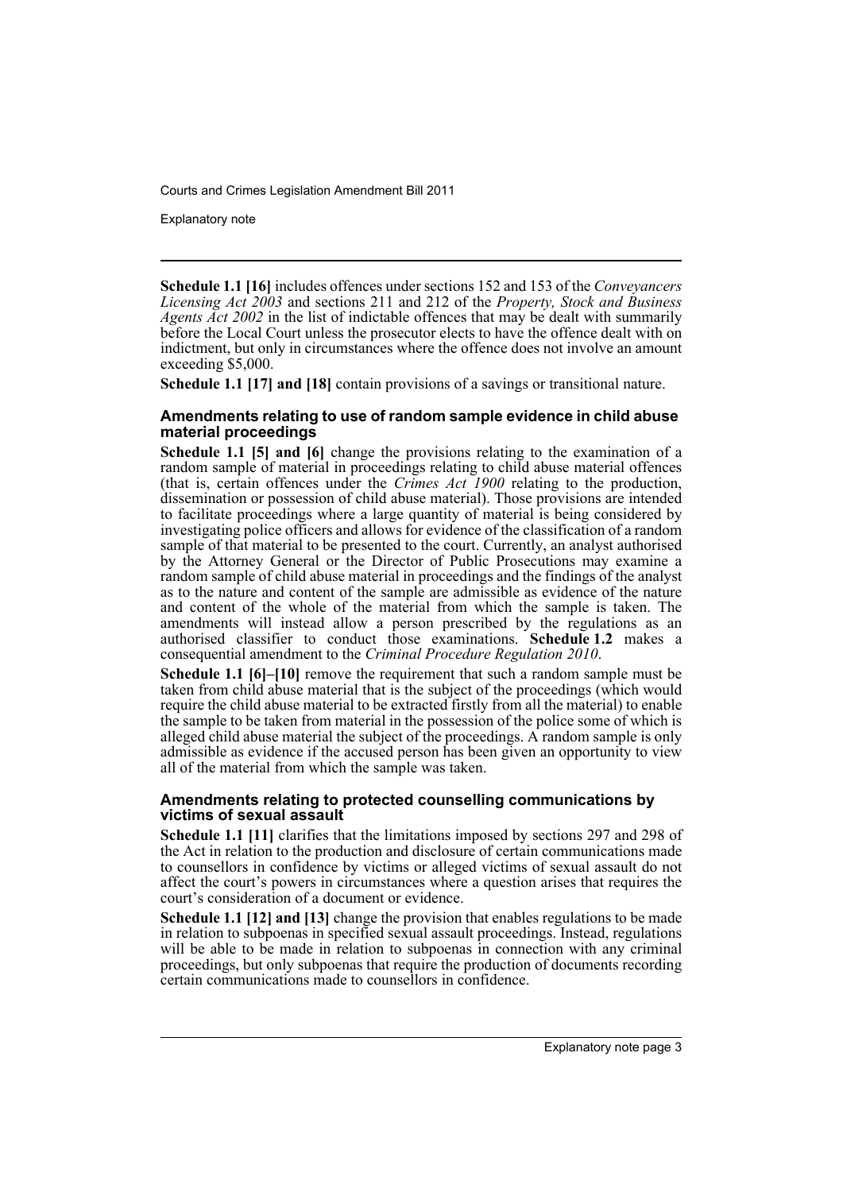**Schedule 1.1 [16]** includes offences under sections 152 and 153 of the *Conveyancers Licensing Act 2003* and sections 211 and 212 of the *Property, Stock and Business Agents Act 2002* in the list of indictable offences that may be dealt with summarily before the Local Court unless the prosecutor elects to have the offence dealt with on indictment, but only in circumstances where the offence does not involve an amount exceeding $5,000.

**Schedule 1.1 [17] and [18]** contain provisions of a savings or transitional nature.

### Amendments relating to use of random sample evidence in child abuse material proceedings

**Schedule 1.1 [5] and [6]** change the provisions relating to the examination of a random sample of material in proceedings relating to child abuse material offences (that is, certain offences under the *Crimes Act 1900* relating to the production, dissemination or possession of child abuse material). Those provisions are intended to facilitate proceedings where a large quantity of material is being considered by investigating police officers and allows for evidence of the classification of a random sample of that material to be presented to the court. Currently, an analyst authorised by the Attorney General or the Director of Public Prosecutions may examine a random sample of child abuse material in proceedings and the findings of the analyst as to the nature and content of the sample are admissible as evidence of the nature and content of the whole of the material from which the sample is taken. The amendments will instead allow a person prescribed by the regulations as an authorised classifier to conduct those examinations. **Schedule 1.2** makes a consequential amendment to the *Criminal Procedure Regulation 2010*.

**Schedule 1.1 [6]–[10]** remove the requirement that such a random sample must be taken from child abuse material that is the subject of the proceedings (which would require the child abuse material to be extracted firstly from all the material) to enable the sample to be taken from material in the possession of the police some of which is alleged child abuse material the subject of the proceedings. A random sample is only admissible as evidence if the accused person has been given an opportunity to view all of the material from which the sample was taken.

### Amendments relating to protected counselling communications by victims of sexual assault

**Schedule 1.1 [11]** clarifies that the limitations imposed by sections 297 and 298 of the Act in relation to the production and disclosure of certain communications made to counsellors in confidence by victims or alleged victims of sexual assault do not affect the court's powers in circumstances where a question arises that requires the court's consideration of a document or evidence.

**Schedule 1.1 [12] and [13]** change the provision that enables regulations to be made in relation to subpoenas in specified sexual assault proceedings. Instead, regulations will be able to be made in relation to subpoenas in connection with any criminal proceedings, but only subpoenas that require the production of documents recording certain communications made to counsellors in confidence.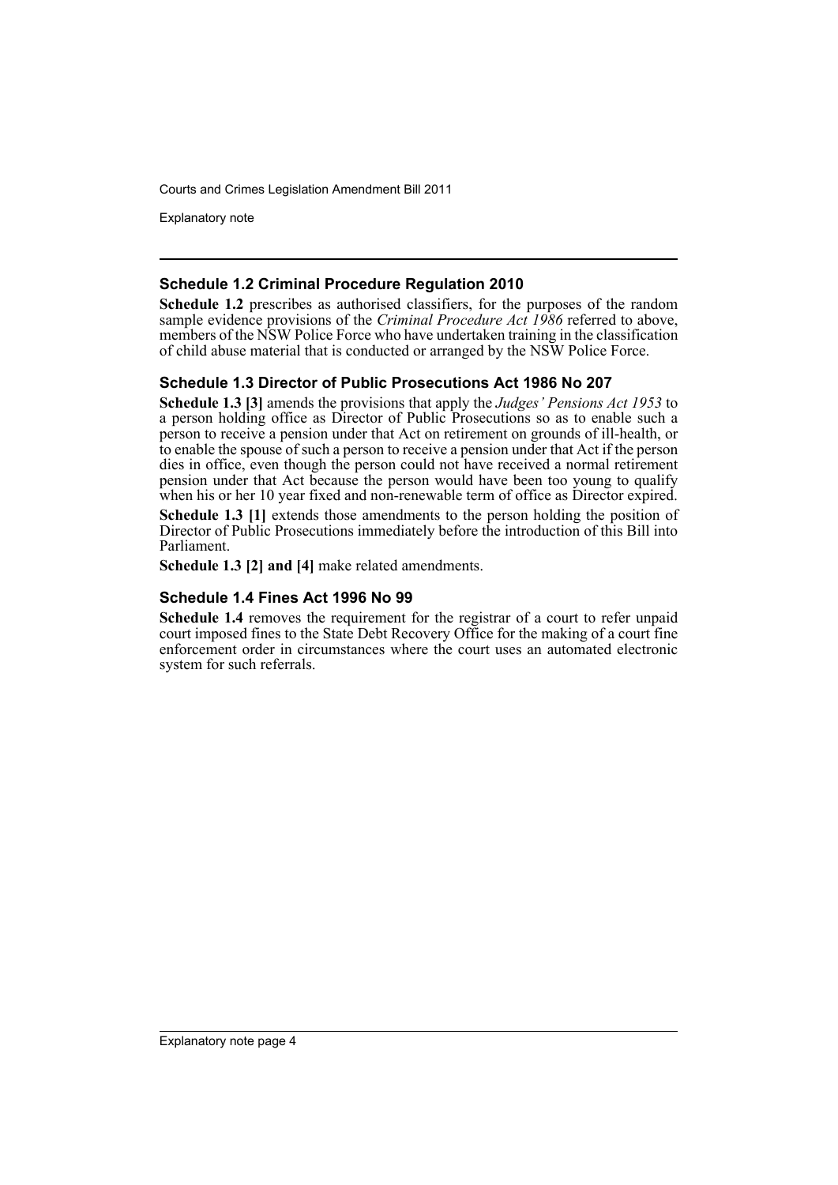### Schedule 1.2 Criminal Procedure Regulation 2010

**Schedule 1.2** prescribes as authorised classifiers, for the purposes of the random sample evidence provisions of the *Criminal Procedure Act 1986* referred to above, members of the NSW Police Force who have undertaken training in the classification of child abuse material that is conducted or arranged by the NSW Police Force.

### Schedule 1.3 Director of Public Prosecutions Act 1986 No 207

**Schedule 1.3 [3]** amends the provisions that apply the *Judges' Pensions Act 1953* to a person holding office as Director of Public Prosecutions so as to enable such a person to receive a pension under that Act on retirement on grounds of ill-health, or to enable the spouse of such a person to receive a pension under that Act if the person dies in office, even though the person could not have received a normal retirement pension under that Act because the person would have been too young to qualify when his or her 10 year fixed and non-renewable term of office as Director expired.

**Schedule 1.3 [1]** extends those amendments to the person holding the position of Director of Public Prosecutions immediately before the introduction of this Bill into Parliament.

**Schedule 1.3 [2] and [4]** make related amendments.

### Schedule 1.4 Fines Act 1996 No 99

**Schedule 1.4** removes the requirement for the registrar of a court to refer unpaid court imposed fines to the State Debt Recovery Office for the making of a court fine enforcement order in circumstances where the court uses an automated electronic system for such referrals.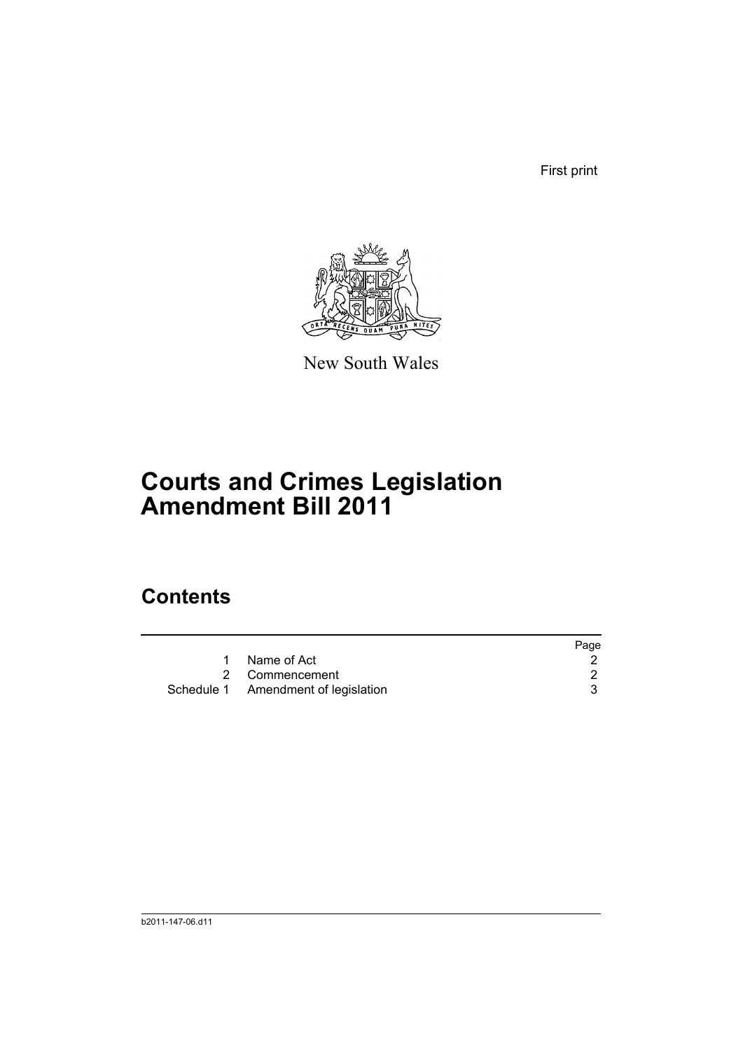First print

New South Wales

# Courts and Crimes Legislation Amendment Bill 2011

## Contents

| | | Page |
|---|---|---|
| 1 | Name of Act | 2 |
| 2 | Commencement | 2 |
| Schedule 1 | Amendment of legislation | 3 |

b2011-147-06.d11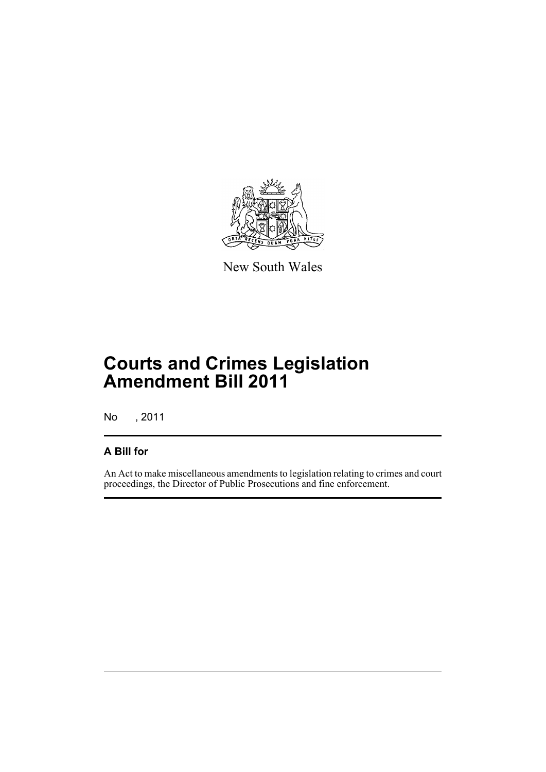New South Wales

# Courts and Crimes Legislation Amendment Bill 2011

No , 2011

## A Bill for

An Act to make miscellaneous amendments to legislation relating to crimes and court proceedings, the Director of Public Prosecutions and fine enforcement.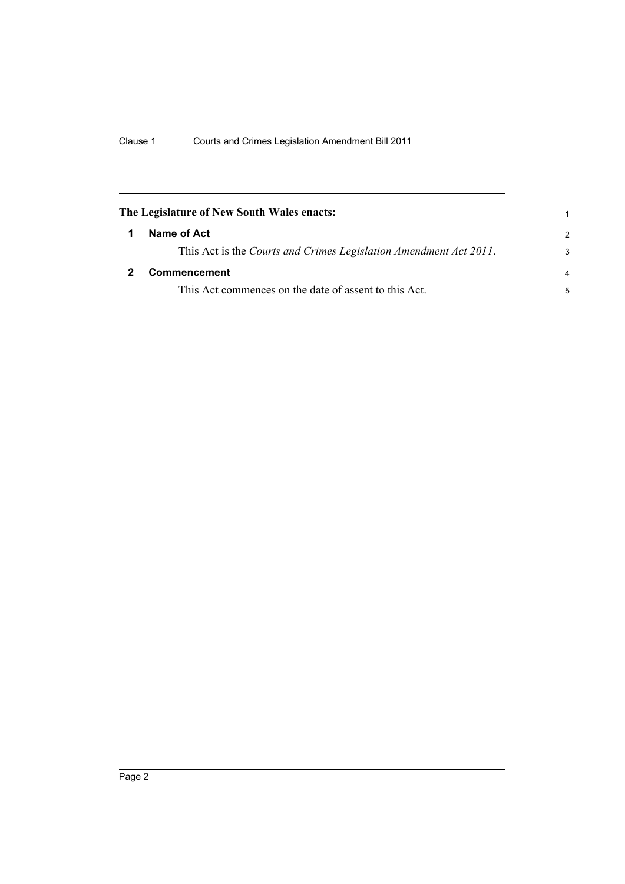**The Legislature of New South Wales enacts:**

## 1 Name of Act

This Act is the *Courts and Crimes Legislation Amendment Act 2011*.

## 2 Commencement

This Act commences on the date of assent to this Act.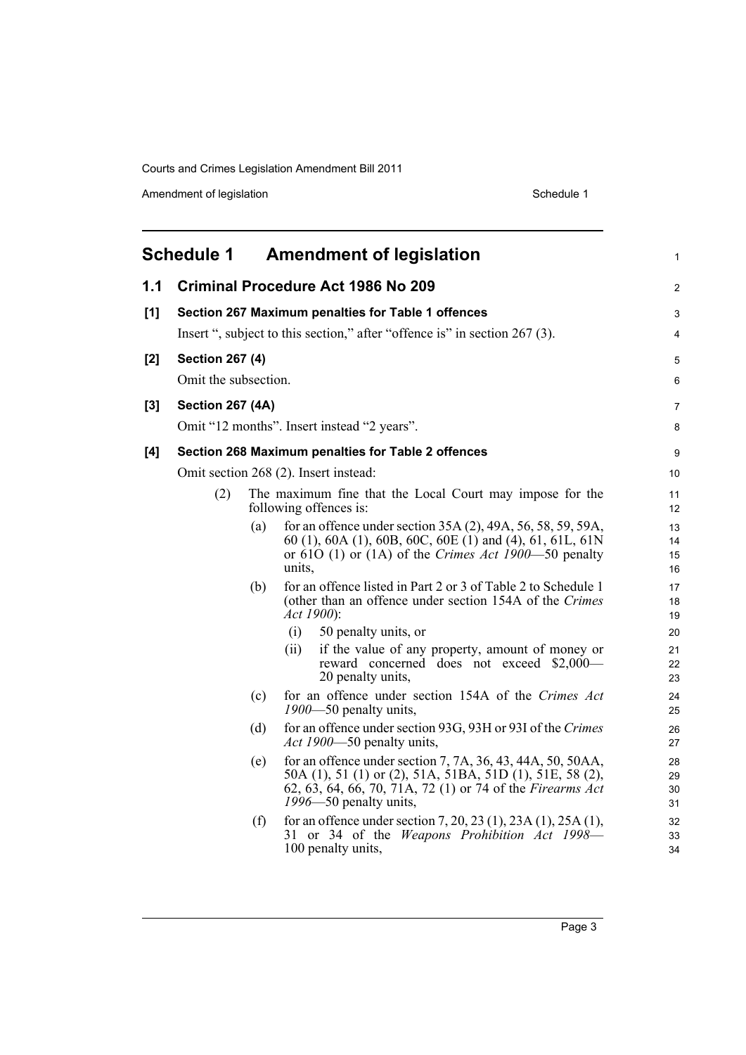## Schedule 1 Amendment of legislation

### 1.1 Criminal Procedure Act 1986 No 209

**[1] Section 267 Maximum penalties for Table 1 offences**

Insert ", subject to this section," after "offence is" in section 267 (3).

**[2] Section 267 (4)**

Omit the subsection.

**[3] Section 267 (4A)**

Omit "12 months". Insert instead "2 years".

**[4] Section 268 Maximum penalties for Table 2 offences**

Omit section 268 (2). Insert instead:

(2) The maximum fine that the Local Court may impose for the following offences is:

(a) for an offence under section 35A (2), 49A, 56, 58, 59, 59A, 60 (1), 60A (1), 60B, 60C, 60E (1) and (4), 61, 61L, 61N or 61O (1) or (1A) of the *Crimes Act 1900*—50 penalty units,

(b) for an offence listed in Part 2 or 3 of Table 2 to Schedule 1 (other than an offence under section 154A of the *Crimes Act 1900*):

(i) 50 penalty units, or

(ii) if the value of any property, amount of money or reward concerned does not exceed $2,000—20 penalty units,

(c) for an offence under section 154A of the *Crimes Act 1900*—50 penalty units,

(d) for an offence under section 93G, 93H or 93I of the *Crimes Act 1900*—50 penalty units,

(e) for an offence under section 7, 7A, 36, 43, 44A, 50, 50AA, 50A (1), 51 (1) or (2), 51A, 51BA, 51D (1), 51E, 58 (2), 62, 63, 64, 66, 70, 71A, 72 (1) or 74 of the *Firearms Act 1996*—50 penalty units,

(f) for an offence under section 7, 20, 23 (1), 23A (1), 25A (1), 31 or 34 of the *Weapons Prohibition Act 1998*—100 penalty units,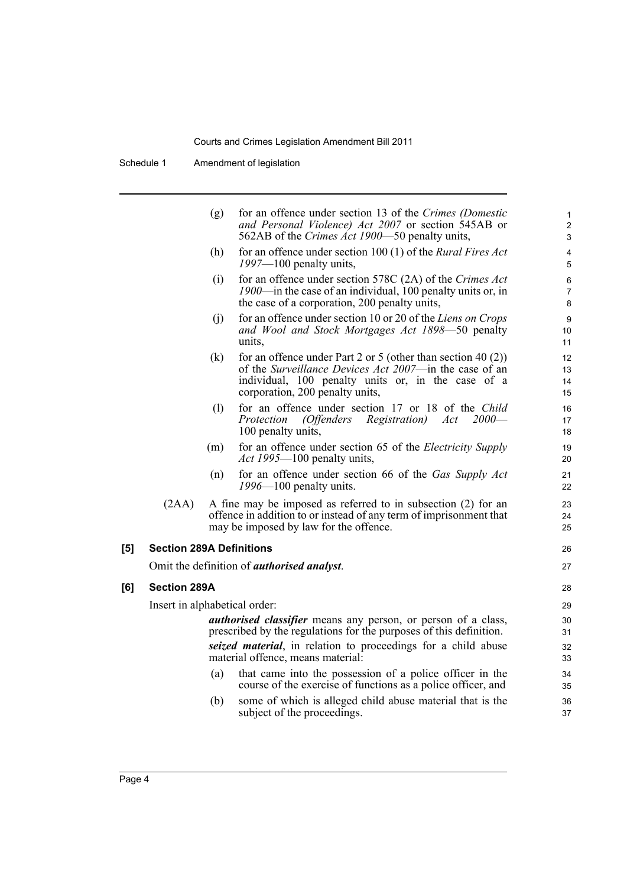(g) for an offence under section 13 of the *Crimes (Domestic and Personal Violence) Act 2007* or section 545AB or 562AB of the *Crimes Act 1900*—50 penalty units,

(h) for an offence under section 100 (1) of the *Rural Fires Act 1997*—100 penalty units,

(i) for an offence under section 578C (2A) of the *Crimes Act 1900*—in the case of an individual, 100 penalty units or, in the case of a corporation, 200 penalty units,

(j) for an offence under section 10 or 20 of the *Liens on Crops and Wool and Stock Mortgages Act 1898*—50 penalty units,

(k) for an offence under Part 2 or 5 (other than section 40 (2)) of the *Surveillance Devices Act 2007*—in the case of an individual, 100 penalty units or, in the case of a corporation, 200 penalty units,

(l) for an offence under section 17 or 18 of the *Child Protection (Offenders Registration) Act 2000*—100 penalty units,

(m) for an offence under section 65 of the *Electricity Supply Act 1995*—100 penalty units,

(n) for an offence under section 66 of the *Gas Supply Act 1996*—100 penalty units.

(2AA) A fine may be imposed as referred to in subsection (2) for an offence in addition to or instead of any term of imprisonment that may be imposed by law for the offence.

**[5] Section 289A Definitions**

Omit the definition of ***authorised analyst***.

**[6] Section 289A**

Insert in alphabetical order:

***authorised classifier*** means any person, or person of a class, prescribed by the regulations for the purposes of this definition.

***seized material***, in relation to proceedings for a child abuse material offence, means material:

(a) that came into the possession of a police officer in the course of the exercise of functions as a police officer, and

(b) some of which is alleged child abuse material that is the subject of the proceedings.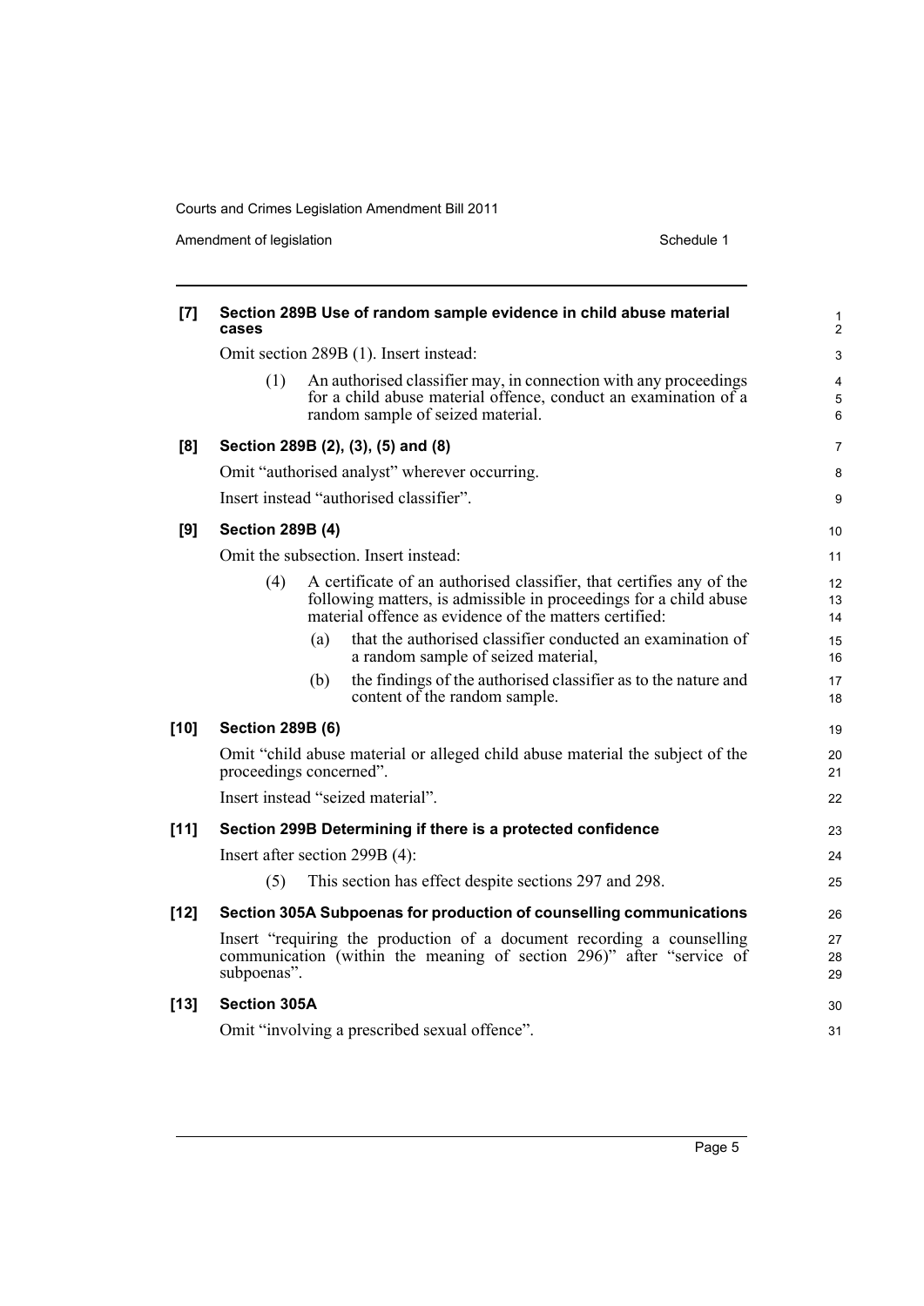**[7] Section 289B Use of random sample evidence in child abuse material cases**

Omit section 289B (1). Insert instead:

(1) An authorised classifier may, in connection with any proceedings for a child abuse material offence, conduct an examination of a random sample of seized material.

**[8] Section 289B (2), (3), (5) and (8)**

Omit "authorised analyst" wherever occurring.

Insert instead "authorised classifier".

**[9] Section 289B (4)**

Omit the subsection. Insert instead:

(4) A certificate of an authorised classifier, that certifies any of the following matters, is admissible in proceedings for a child abuse material offence as evidence of the matters certified:

(a) that the authorised classifier conducted an examination of a random sample of seized material,

(b) the findings of the authorised classifier as to the nature and content of the random sample.

**[10] Section 289B (6)**

Omit "child abuse material or alleged child abuse material the subject of the proceedings concerned".

Insert instead "seized material".

**[11] Section 299B Determining if there is a protected confidence**

Insert after section 299B (4):

(5) This section has effect despite sections 297 and 298.

**[12] Section 305A Subpoenas for production of counselling communications**

Insert "requiring the production of a document recording a counselling communication (within the meaning of section 296)" after "service of subpoenas".

**[13] Section 305A**

Omit "involving a prescribed sexual offence".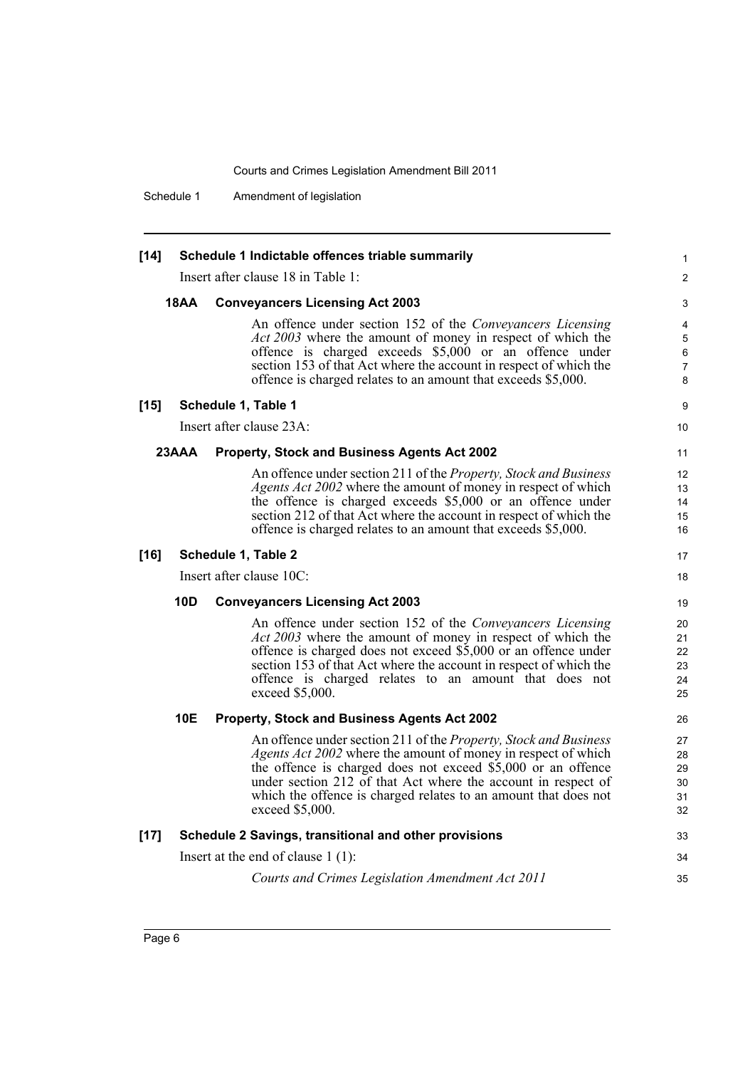**[14] Schedule 1 Indictable offences triable summarily**

Insert after clause 18 in Table 1:

**18AA Conveyancers Licensing Act 2003**

An offence under section 152 of the *Conveyancers Licensing Act 2003* where the amount of money in respect of which the offence is charged exceeds $5,000 or an offence under section 153 of that Act where the account in respect of which the offence is charged relates to an amount that exceeds $5,000.

**[15] Schedule 1, Table 1**

Insert after clause 23A:

**23AAA Property, Stock and Business Agents Act 2002**

An offence under section 211 of the *Property, Stock and Business Agents Act 2002* where the amount of money in respect of which the offence is charged exceeds $5,000 or an offence under section 212 of that Act where the account in respect of which the offence is charged relates to an amount that exceeds $5,000.

**[16] Schedule 1, Table 2**

Insert after clause 10C:

**10D Conveyancers Licensing Act 2003**

An offence under section 152 of the *Conveyancers Licensing Act 2003* where the amount of money in respect of which the offence is charged does not exceed $5,000 or an offence under section 153 of that Act where the account in respect of which the offence is charged relates to an amount that does not exceed $5,000.

**10E Property, Stock and Business Agents Act 2002**

An offence under section 211 of the *Property, Stock and Business Agents Act 2002* where the amount of money in respect of which the offence is charged does not exceed $5,000 or an offence under section 212 of that Act where the account in respect of which the offence is charged relates to an amount that does not exceed $5,000.

**[17] Schedule 2 Savings, transitional and other provisions**

Insert at the end of clause 1 (1):

*Courts and Crimes Legislation Amendment Act 2011*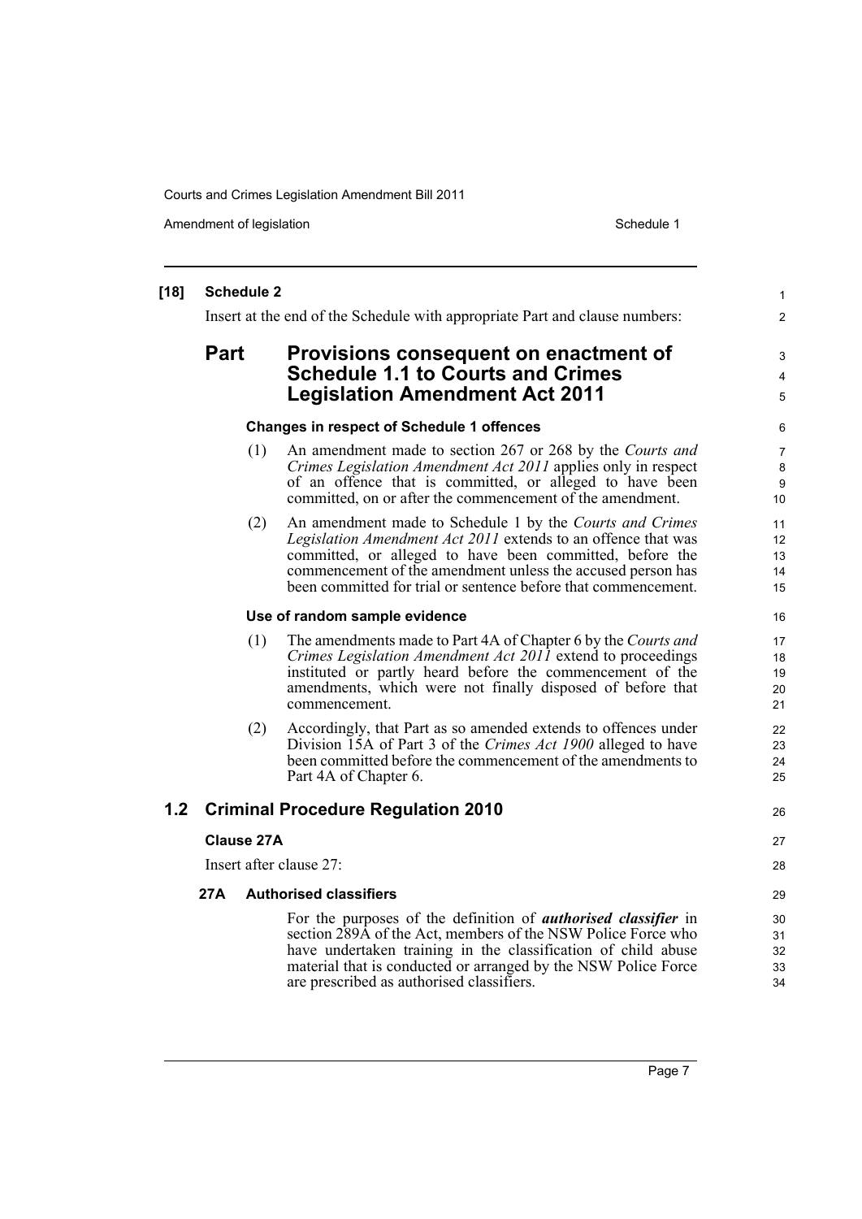**[18] Schedule 2**

Insert at the end of the Schedule with appropriate Part and clause numbers:

## Part Provisions consequent on enactment of Schedule 1.1 to Courts and Crimes Legislation Amendment Act 2011

**Changes in respect of Schedule 1 offences**

(1) An amendment made to section 267 or 268 by the *Courts and Crimes Legislation Amendment Act 2011* applies only in respect of an offence that is committed, or alleged to have been committed, on or after the commencement of the amendment.

(2) An amendment made to Schedule 1 by the *Courts and Crimes Legislation Amendment Act 2011* extends to an offence that was committed, or alleged to have been committed, before the commencement of the amendment unless the accused person has been committed for trial or sentence before that commencement.

**Use of random sample evidence**

(1) The amendments made to Part 4A of Chapter 6 by the *Courts and Crimes Legislation Amendment Act 2011* extend to proceedings instituted or partly heard before the commencement of the amendments, which were not finally disposed of before that commencement.

(2) Accordingly, that Part as so amended extends to offences under Division 15A of Part 3 of the *Crimes Act 1900* alleged to have been committed before the commencement of the amendments to Part 4A of Chapter 6.

## 1.2 Criminal Procedure Regulation 2010

**Clause 27A**

Insert after clause 27:

**27A Authorised classifiers**

For the purposes of the definition of ***authorised classifier*** in section 289A of the Act, members of the NSW Police Force who have undertaken training in the classification of child abuse material that is conducted or arranged by the NSW Police Force are prescribed as authorised classifiers.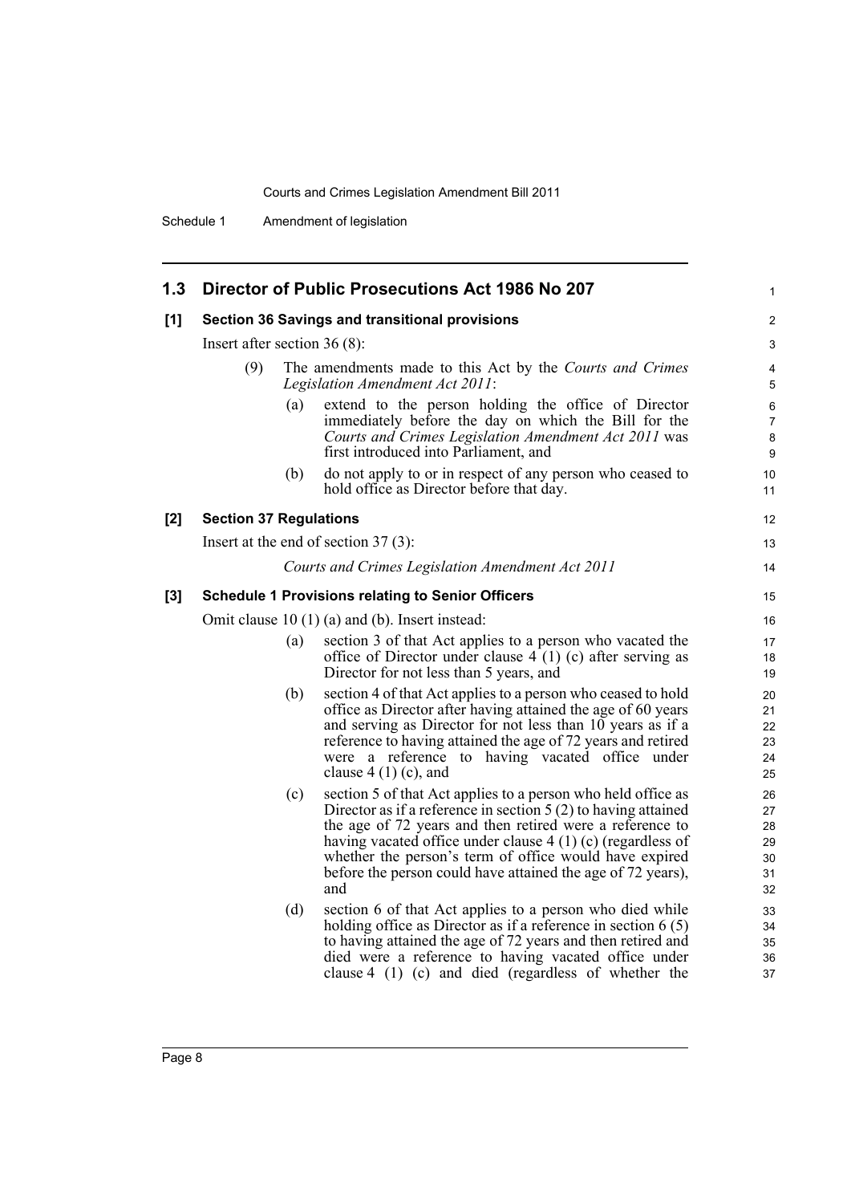## 1.3 Director of Public Prosecutions Act 1986 No 207

### [1] Section 36 Savings and transitional provisions

Insert after section 36 (8):

(9) The amendments made to this Act by the *Courts and Crimes Legislation Amendment Act 2011*:

(a) extend to the person holding the office of Director immediately before the day on which the Bill for the *Courts and Crimes Legislation Amendment Act 2011* was first introduced into Parliament, and

(b) do not apply to or in respect of any person who ceased to hold office as Director before that day.

### [2] Section 37 Regulations

Insert at the end of section 37 (3):

*Courts and Crimes Legislation Amendment Act 2011*

### [3] Schedule 1 Provisions relating to Senior Officers

Omit clause 10 (1) (a) and (b). Insert instead:

(a) section 3 of that Act applies to a person who vacated the office of Director under clause 4 (1) (c) after serving as Director for not less than 5 years, and

(b) section 4 of that Act applies to a person who ceased to hold office as Director after having attained the age of 60 years and serving as Director for not less than 10 years as if a reference to having attained the age of 72 years and retired were a reference to having vacated office under clause 4 (1) (c), and

(c) section 5 of that Act applies to a person who held office as Director as if a reference in section 5 (2) to having attained the age of 72 years and then retired were a reference to having vacated office under clause 4 (1) (c) (regardless of whether the person's term of office would have expired before the person could have attained the age of 72 years), and

(d) section 6 of that Act applies to a person who died while holding office as Director as if a reference in section 6 (5) to having attained the age of 72 years and then retired and died were a reference to having vacated office under clause 4 (1) (c) and died (regardless of whether the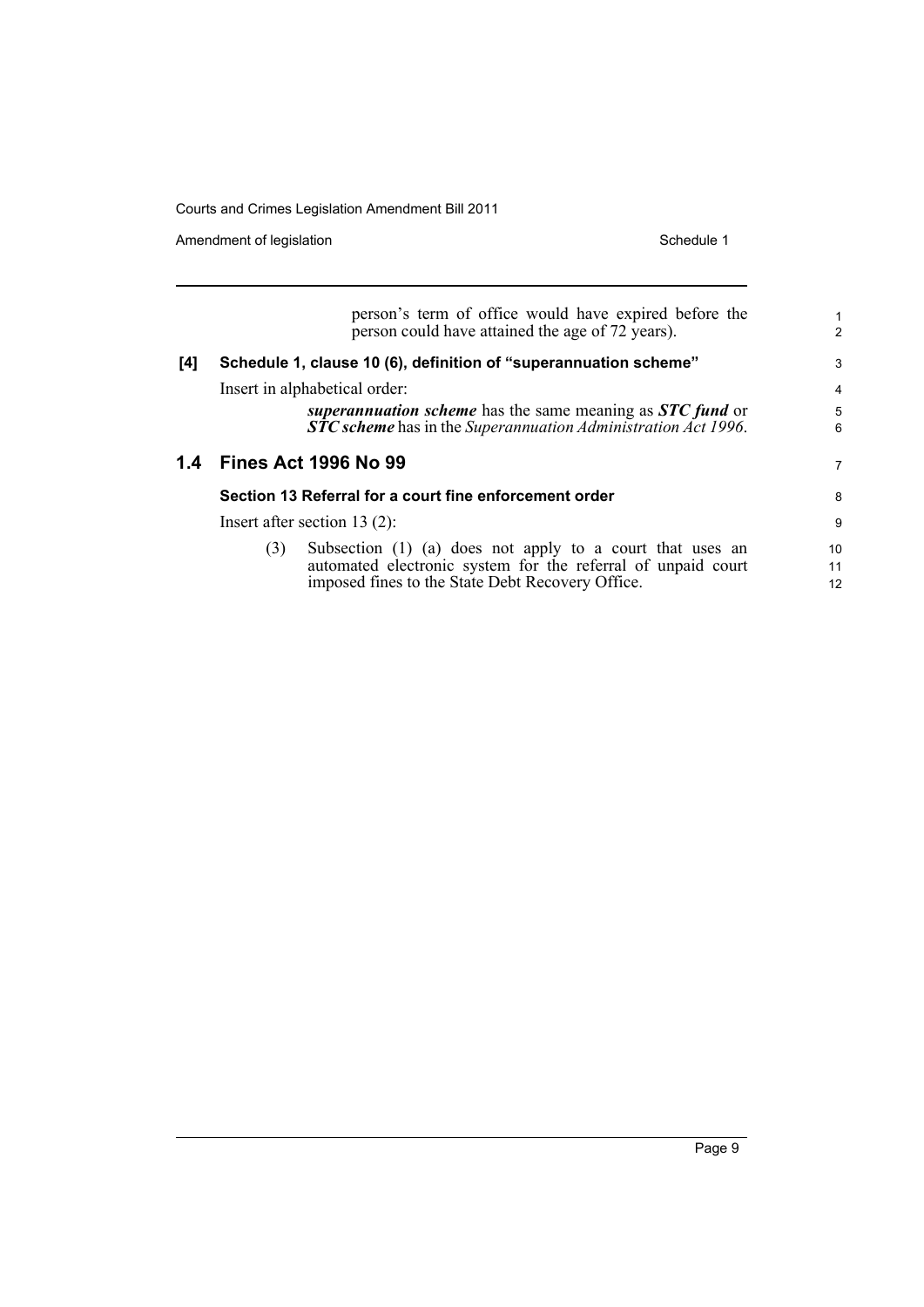person's term of office would have expired before the person could have attained the age of 72 years).

**[4] Schedule 1, clause 10 (6), definition of "superannuation scheme"**

Insert in alphabetical order:

> ***superannuation scheme*** has the same meaning as ***STC fund*** or ***STC scheme*** has in the *Superannuation Administration Act 1996*.

## 1.4 Fines Act 1996 No 99

**Section 13 Referral for a court fine enforcement order**

Insert after section 13 (2):

> (3) Subsection (1) (a) does not apply to a court that uses an automated electronic system for the referral of unpaid court imposed fines to the State Debt Recovery Office.